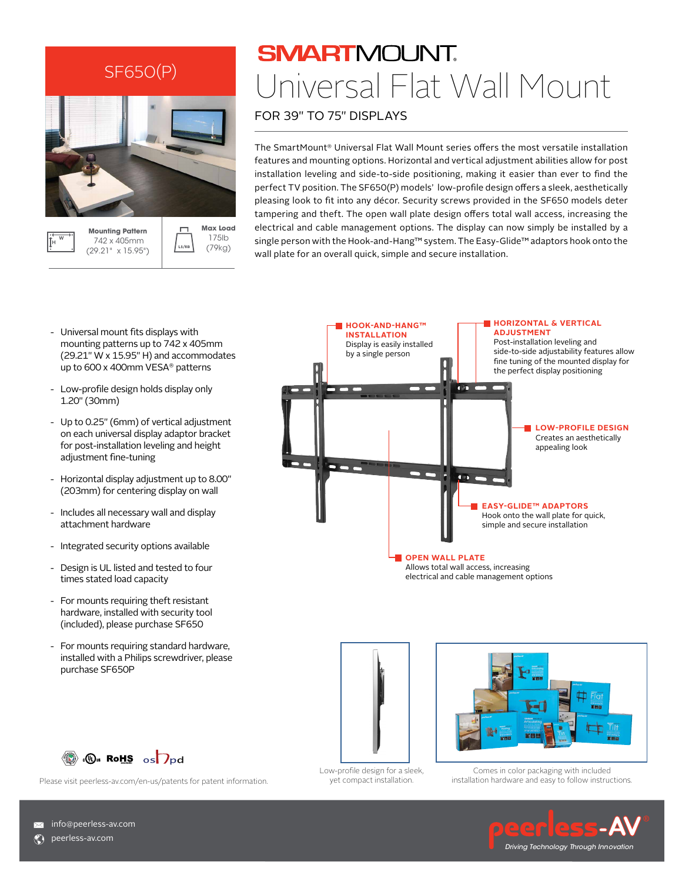SF650(P)

| Mounting Pattern | Max Load |
| --- | --- |
| 742 x 405mm (29.21" x 15.95") | 175lb (79kg) |

# SMARTMOUNT.

# Universal Flat Wall Mount

## FOR 39" TO 75" DISPLAYS

The SmartMount® Universal Flat Wall Mount series offers the most versatile installation features and mounting options. Horizontal and vertical adjustment abilities allow for post installation leveling and side-to-side positioning, making it easier than ever to find the perfect TV position. The SF650(P) models' low-profile design offers a sleek, aesthetically pleasing look to fit into any décor. Security screws provided in the SF650 models deter tampering and theft. The open wall plate design offers total wall access, increasing the electrical and cable management options. The display can now simply be installed by a single person with the Hook-and-Hang™ system. The Easy-Glide™ adaptors hook onto the wall plate for an overall quick, simple and secure installation.

- Universal mount fits displays with mounting patterns up to 742 x 405mm (29.21" W x 15.95" H) and accommodates up to 600 x 400mm VESA® patterns
- Low-profile design holds display only 1.20" (30mm)
- Up to 0.25" (6mm) of vertical adjustment on each universal display adaptor bracket for post-installation leveling and height adjustment fine-tuning
- Horizontal display adjustment up to 8.00" (203mm) for centering display on wall
- Includes all necessary wall and display attachment hardware
- Integrated security options available
- Design is UL listed and tested to four times stated load capacity
- For mounts requiring theft resistant hardware, installed with security tool (included), please purchase SF650
- For mounts requiring standard hardware, installed with a Philips screwdriver, please purchase SF650P

**HOOK-AND-HANG™ INSTALLATION**
Display is easily installed by a single person

**HORIZONTAL & VERTICAL ADJUSTMENT**
Post-installation leveling and side-to-side adjustability features allow fine tuning of the mounted display for the perfect display positioning

**LOW-PROFILE DESIGN**
Creates an aesthetically appealing look

**EASY-GLIDE™ ADAPTORS**
Hook onto the wall plate for quick, simple and secure installation

**OPEN WALL PLATE**
Allows total wall access, increasing electrical and cable management options

Low-profile design for a sleek, yet compact installation.

Comes in color packaging with included installation hardware and easy to follow instructions.

RoHS

Please visit peerless-av.com/en-us/patents for patent information.

info@peerless-av.com
peerless-av.com

peerless-AV®
*Driving Technology Through Innovation*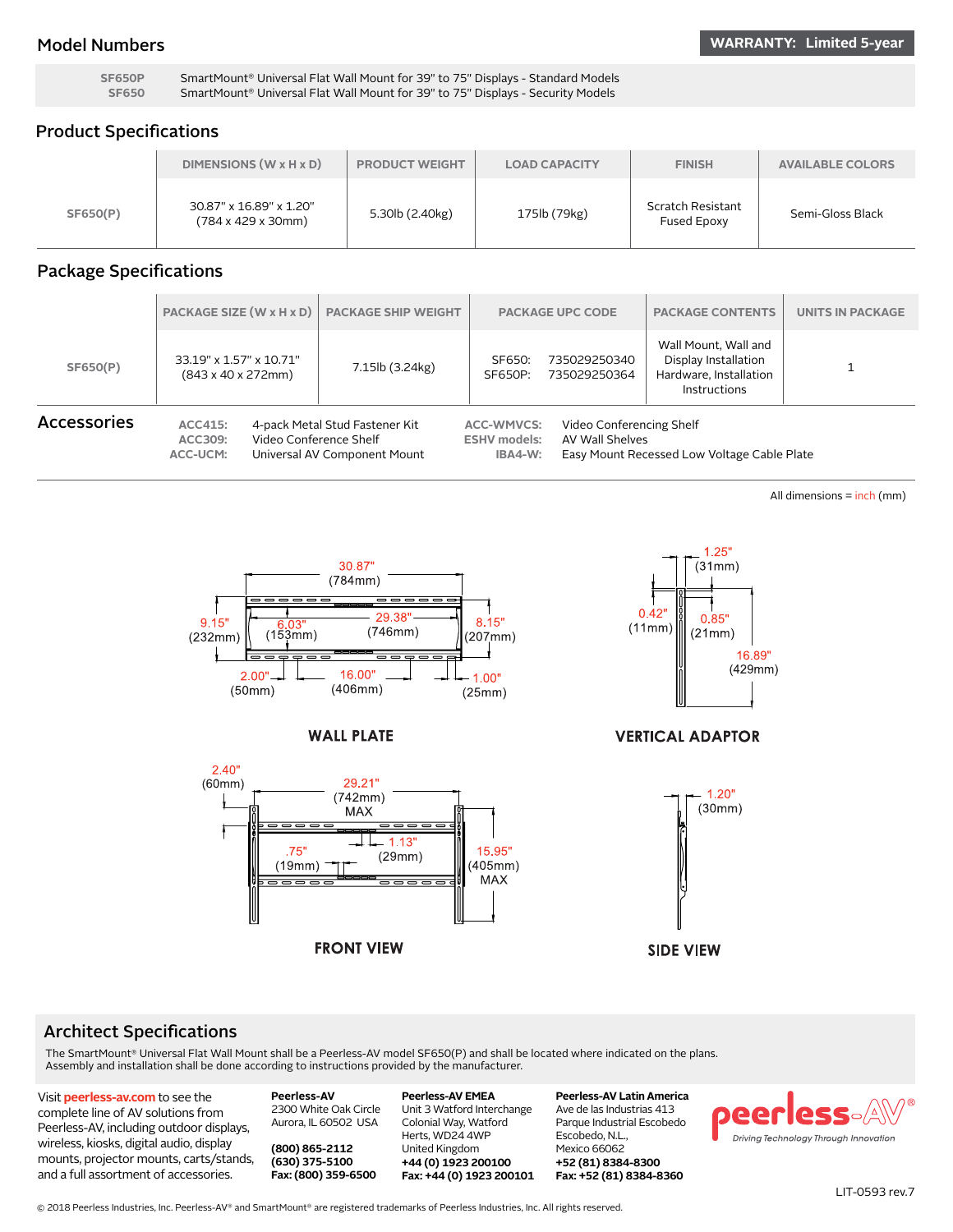## Model Numbers

**WARRANTY: Limited 5-year**

| | |
|---|---|
| SF650P | SmartMount® Universal Flat Wall Mount for 39" to 75" Displays - Standard Models |
| SF650 | SmartMount® Universal Flat Wall Mount for 39" to 75" Displays - Security Models |

## Product Specifications

| | DIMENSIONS (W x H x D) | PRODUCT WEIGHT | LOAD CAPACITY | FINISH | AVAILABLE COLORS |
|---|---|---|---|---|---|
| SF650(P) | 30.87" x 16.89" x 1.20" (784 x 429 x 30mm) | 5.30lb (2.40kg) | 175lb (79kg) | Scratch Resistant Fused Epoxy | Semi-Gloss Black |

## Package Specifications

| | PACKAGE SIZE (W x H x D) | PACKAGE SHIP WEIGHT | PACKAGE UPC CODE | PACKAGE CONTENTS | UNITS IN PACKAGE |
|---|---|---|---|---|---|
| SF650(P) | 33.19" x 1.57" x 10.71" (843 x 40 x 272mm) | 7.15lb (3.24kg) | SF650: 735029250340<br>SF650P: 735029250364 | Wall Mount, Wall and Display Installation Hardware, Installation Instructions | 1 |

## Accessories

| | | | |
|---|---|---|---|
| ACC415: | 4-pack Metal Stud Fastener Kit | ACC-WMVCS: | Video Conferencing Shelf |
| ACC309: | Video Conference Shelf | ESHV models: | AV Wall Shelves |
| ACC-UCM: | Universal AV Component Mount | IBA4-W: | Easy Mount Recessed Low Voltage Cable Plate |

All dimensions = inch (mm)

30.87" (784mm)
9.15" (232mm)
6.03" (153mm)
29.38" (746mm)
8.15" (207mm)
2.00" (50mm)
16.00" (406mm)
1.00" (25mm)

**WALL PLATE**

1.25" (31mm)
0.42" (11mm)
0.85" (21mm)
16.89" (429mm)

**VERTICAL ADAPTOR**

2.40" (60mm)
29.21" (742mm) MAX
1.13" (29mm)
.75" (19mm)
15.95" (405mm) MAX

**FRONT VIEW**

1.20" (30mm)

**SIDE VIEW**

## Architect Specifications

The SmartMount® Universal Flat Wall Mount shall be a Peerless-AV model SF650(P) and shall be located where indicated on the plans. Assembly and installation shall be done according to instructions provided by the manufacturer.

Visit **peerless-av.com** to see the complete line of AV solutions from Peerless-AV, including outdoor displays, wireless, kiosks, digital audio, display mounts, projector mounts, carts/stands, and a full assortment of accessories.

**Peerless-AV**
2300 White Oak Circle
Aurora, IL 60502 USA

**(800) 865-2112**
**(630) 375-5100**
**Fax: (800) 359-6500**

**Peerless-AV EMEA**
Unit 3 Watford Interchange
Colonial Way, Watford
Herts, WD24 4WP
United Kingdom
**+44 (0) 1923 200100**
**Fax: +44 (0) 1923 200101**

**Peerless-AV Latin America**
Ave de las Industrias 413
Parque Industrial Escobedo
Escobedo, N.L.,
Mexico 66062
**+52 (81) 8384-8300**
**Fax: +52 (81) 8384-8360**

peerless-AV® *Driving Technology Through Innovation*

LIT-0593 rev.7

© 2018 Peerless Industries, Inc. Peerless-AV® and SmartMount® are registered trademarks of Peerless Industries, Inc. All rights reserved.